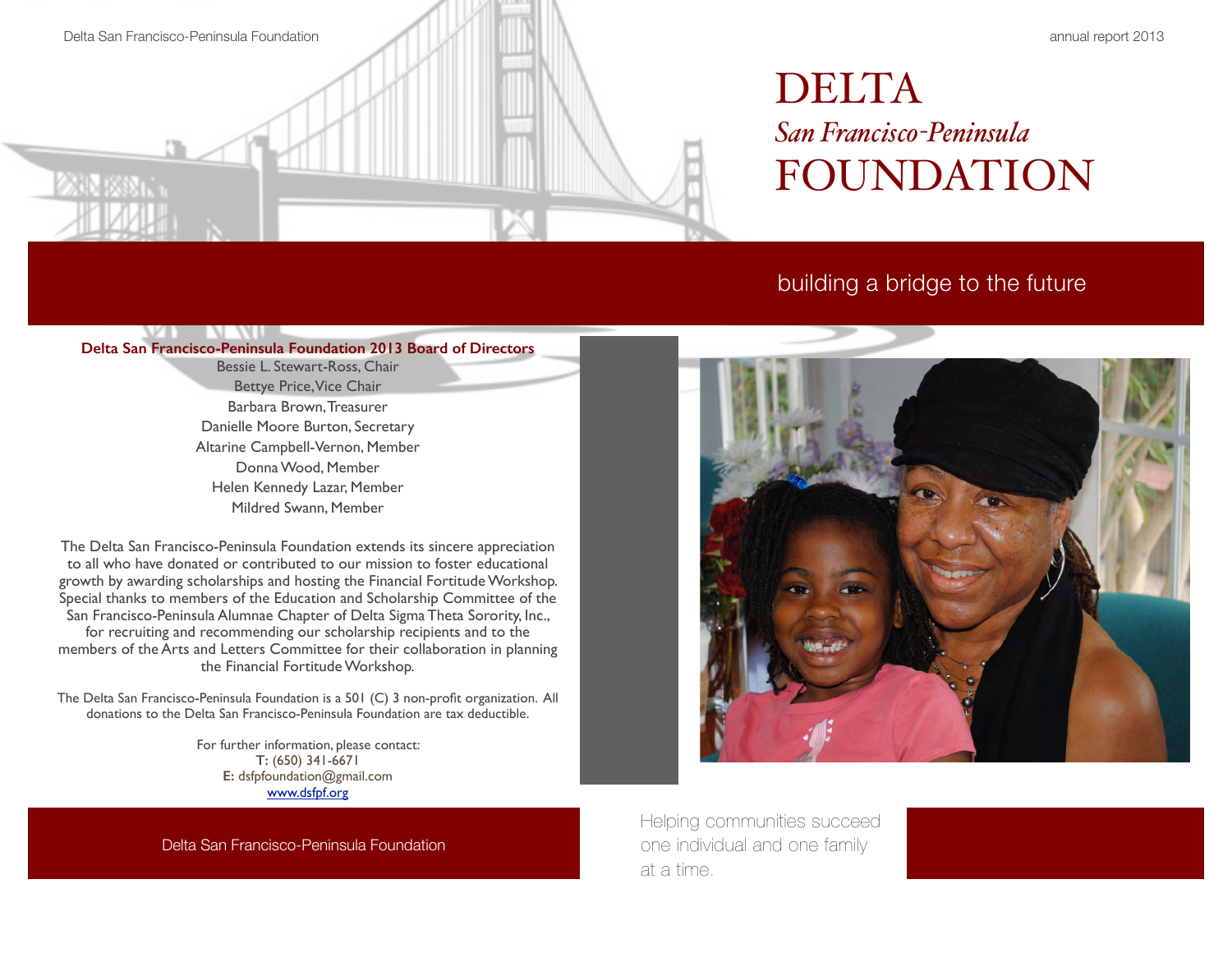# DELTA

## *San Francisco-Peninsula*

# FOUNDATION

building a bridge to the future

**Delta San Francisco-Peninsula Foundation 2013 Board of Directors**

Bessie L. Stewart-Ross, Chair
Bettye Price, Vice Chair
Barbara Brown, Treasurer
Danielle Moore Burton, Secretary
Altarine Campbell-Vernon, Member
Donna Wood, Member
Helen Kennedy Lazar, Member
Mildred Swann, Member

The Delta San Francisco-Peninsula Foundation extends its sincere appreciation to all who have donated or contributed to our mission to foster educational growth by awarding scholarships and hosting the Financial Fortitude Workshop. Special thanks to members of the Education and Scholarship Committee of the San Francisco-Peninsula Alumnae Chapter of Delta Sigma Theta Sorority, Inc., for recruiting and recommending our scholarship recipients and to the members of the Arts and Letters Committee for their collaboration in planning the Financial Fortitude Workshop.

The Delta San Francisco-Peninsula Foundation is a 501 (C) 3 non-profit organization. All donations to the Delta San Francisco-Peninsula Foundation are tax deductible.

For further information, please contact:
**T:** (650) 341-6671
**E:** dsfpfoundation@gmail.com
www.dsfpf.org

Delta San Francisco-Peninsula Foundation

Helping communities succeed one individual and one family at a time.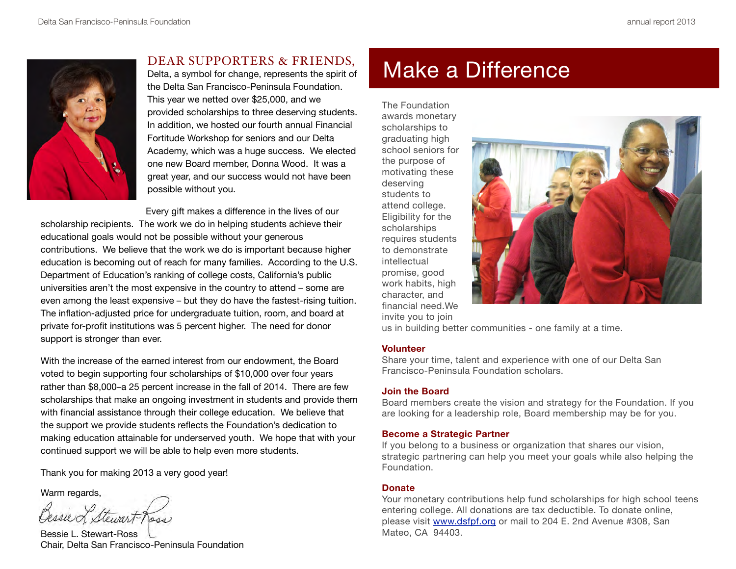## DEAR SUPPORTERS & FRIENDS,

Delta, a symbol for change, represents the spirit of the Delta San Francisco-Peninsula Foundation. This year we netted over $25,000, and we provided scholarships to three deserving students. In addition, we hosted our fourth annual Financial Fortitude Workshop for seniors and our Delta Academy, which was a huge success. We elected one new Board member, Donna Wood. It was a great year, and our success would not have been possible without you.

Every gift makes a difference in the lives of our scholarship recipients. The work we do in helping students achieve their educational goals would not be possible without your generous contributions. We believe that the work we do is important because higher education is becoming out of reach for many families. According to the U.S. Department of Education's ranking of college costs, California's public universities aren't the most expensive in the country to attend – some are even among the least expensive – but they do have the fastest-rising tuition. The inflation-adjusted price for undergraduate tuition, room, and board at private for-profit institutions was 5 percent higher. The need for donor support is stronger than ever.

With the increase of the earned interest from our endowment, the Board voted to begin supporting four scholarships of $10,000 over four years rather than $8,000–a 25 percent increase in the fall of 2014. There are few scholarships that make an ongoing investment in students and provide them with financial assistance through their college education. We believe that the support we provide students reflects the Foundation's dedication to making education attainable for underserved youth. We hope that with your continued support we will be able to help even more students.

Thank you for making 2013 a very good year!

Warm regards,

Bessie L. Stewart-Ross
Chair, Delta San Francisco-Peninsula Foundation

# Make a Difference

The Foundation awards monetary scholarships to graduating high school seniors for the purpose of motivating these deserving students to attend college. Eligibility for the scholarships requires students to demonstrate intellectual promise, good work habits, high character, and financial need.We invite you to join us in building better communities - one family at a time.

**Volunteer**
Share your time, talent and experience with one of our Delta San Francisco-Peninsula Foundation scholars.

**Join the Board**
Board members create the vision and strategy for the Foundation. If you are looking for a leadership role, Board membership may be for you.

**Become a Strategic Partner**
If you belong to a business or organization that shares our vision, strategic partnering can help you meet your goals while also helping the Foundation.

**Donate**
Your monetary contributions help fund scholarships for high school teens entering college. All donations are tax deductible. To donate online, please visit www.dsfpf.org or mail to 204 E. 2nd Avenue #308, San Mateo, CA 94403.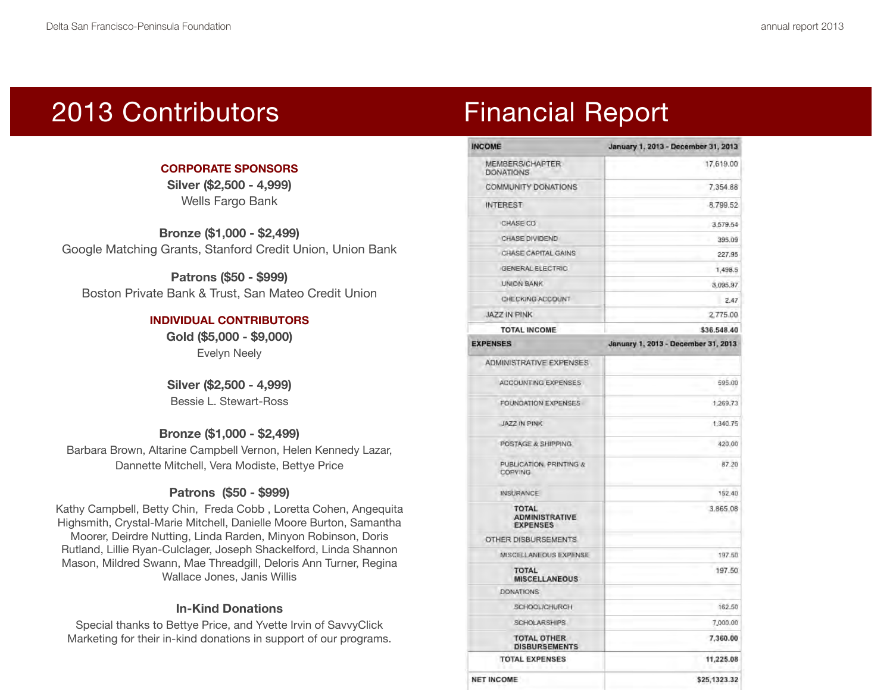## 2013 Contributors

**CORPORATE SPONSORS**

**Silver ($2,500 - 4,999)**

Wells Fargo Bank

**Bronze ($1,000 - $2,499)**

Google Matching Grants, Stanford Credit Union, Union Bank

**Patrons ($50 - $999)**

Boston Private Bank & Trust, San Mateo Credit Union

**INDIVIDUAL CONTRIBUTORS**

**Gold ($5,000 - $9,000)**

Evelyn Neely

**Silver ($2,500 - 4,999)**

Bessie L. Stewart-Ross

**Bronze ($1,000 - $2,499)**

Barbara Brown, Altarine Campbell Vernon, Helen Kennedy Lazar, Dannette Mitchell, Vera Modiste, Bettye Price

**Patrons ($50 - $999)**

Kathy Campbell, Betty Chin, Freda Cobb , Loretta Cohen, Angequita Highsmith, Crystal-Marie Mitchell, Danielle Moore Burton, Samantha Moorer, Deirdre Nutting, Linda Rarden, Minyon Robinson, Doris Rutland, Lillie Ryan-Culclager, Joseph Shackelford, Linda Shannon Mason, Mildred Swann, Mae Threadgill, Deloris Ann Turner, Regina Wallace Jones, Janis Willis

**In-Kind Donations**

Special thanks to Bettye Price, and Yvette Irvin of SavvyClick Marketing for their in-kind donations in support of our programs.

## Financial Report

| INCOME | January 1, 2013 - December 31, 2013 |
|---|---|
| MEMBERS/CHAPTER DONATIONS | 17,619.00 |
| COMMUNITY DONATIONS | 7,354.88 |
| INTEREST | 8,799.52 |
| CHASE CD | 3,579.54 |
| CHASE DIVIDEND | 395.09 |
| CHASE CAPITAL GAINS | 227.95 |
| GENERAL ELECTRIC | 1,498.5 |
| UNION BANK | 3,095.97 |
| CHECKING ACCOUNT | 2.47 |
| JAZZ IN PINK | 2,775.00 |
| **TOTAL INCOME** | **$36,548.40** |

| EXPENSES | January 1, 2013 - December 31, 2013 |
|---|---|
| ADMINISTRATIVE EXPENSES | |
| ACCOUNTING EXPENSES | 595.00 |
| FOUNDATION EXPENSES | 1,269.73 |
| JAZZ IN PINK | 1,340.75 |
| POSTAGE & SHIPPING | 420.00 |
| PUBLICATION, PRINTING & COPYING | 87.20 |
| INSURANCE | 152.40 |
| **TOTAL ADMINISTRATIVE EXPENSES** | 3,865.08 |
| OTHER DISBURSEMENTS | |
| MISCELLANEOUS EXPENSE | 197.50 |
| **TOTAL MISCELLANEOUS** | 197.50 |
| DONATIONS | |
| SCHOOL/CHURCH | 162.50 |
| SCHOLARSHIPS | 7,000.00 |
| **TOTAL OTHER DISBURSEMENTS** | **7,360.00** |
| **TOTAL EXPENSES** | **11,225.08** |
| **NET INCOME** | **$25,1323.32** |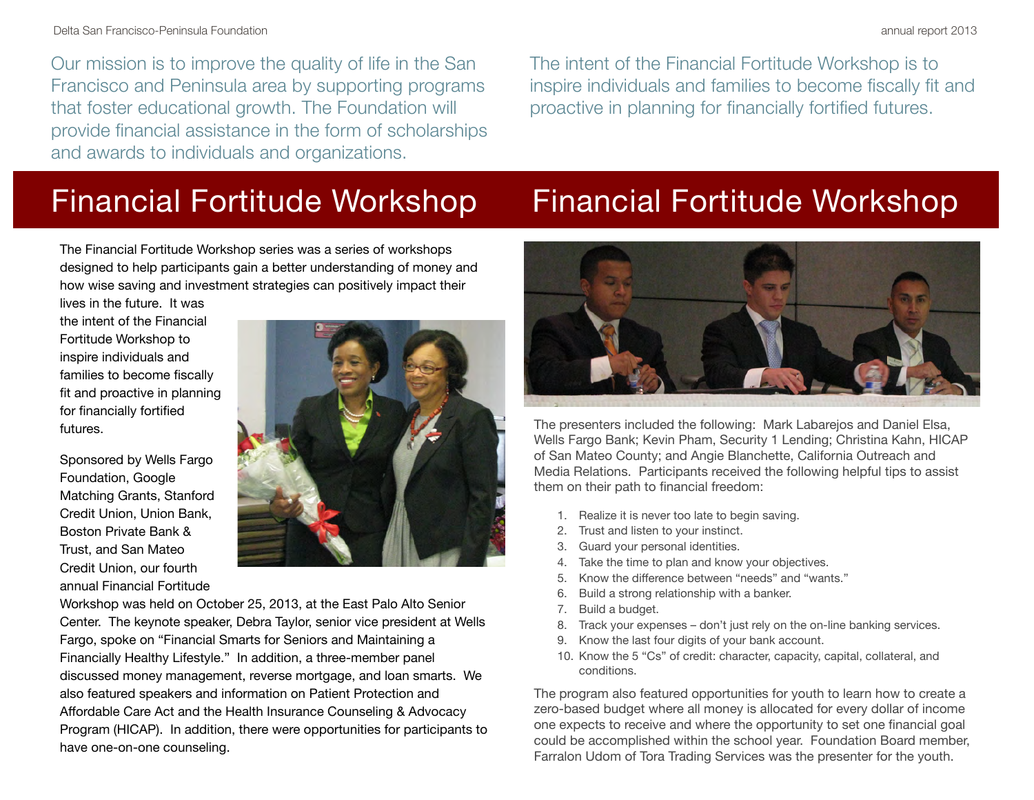Our mission is to improve the quality of life in the San Francisco and Peninsula area by supporting programs that foster educational growth. The Foundation will provide financial assistance in the form of scholarships and awards to individuals and organizations.

# Financial Fortitude Workshop

The Financial Fortitude Workshop series was a series of workshops designed to help participants gain a better understanding of money and how wise saving and investment strategies can positively impact their lives in the future. It was the intent of the Financial Fortitude Workshop to inspire individuals and families to become fiscally fit and proactive in planning for financially fortified futures.

Sponsored by Wells Fargo Foundation, Google Matching Grants, Stanford Credit Union, Union Bank, Boston Private Bank & Trust, and San Mateo Credit Union, our fourth annual Financial Fortitude Workshop was held on October 25, 2013, at the East Palo Alto Senior Center. The keynote speaker, Debra Taylor, senior vice president at Wells Fargo, spoke on "Financial Smarts for Seniors and Maintaining a Financially Healthy Lifestyle." In addition, a three-member panel discussed money management, reverse mortgage, and loan smarts. We also featured speakers and information on Patient Protection and Affordable Care Act and the Health Insurance Counseling & Advocacy Program (HICAP). In addition, there were opportunities for participants to have one-on-one counseling.

The intent of the Financial Fortitude Workshop is to inspire individuals and families to become fiscally fit and proactive in planning for financially fortified futures.

# Financial Fortitude Workshop

The presenters included the following: Mark Labarejos and Daniel Elsa, Wells Fargo Bank; Kevin Pham, Security 1 Lending; Christina Kahn, HICAP of San Mateo County; and Angie Blanchette, California Outreach and Media Relations. Participants received the following helpful tips to assist them on their path to financial freedom:

1. Realize it is never too late to begin saving.
2. Trust and listen to your instinct.
3. Guard your personal identities.
4. Take the time to plan and know your objectives.
5. Know the difference between "needs" and "wants."
6. Build a strong relationship with a banker.
7. Build a budget.
8. Track your expenses – don't just rely on the on-line banking services.
9. Know the last four digits of your bank account.
10. Know the 5 "Cs" of credit: character, capacity, capital, collateral, and conditions.

The program also featured opportunities for youth to learn how to create a zero-based budget where all money is allocated for every dollar of income one expects to receive and where the opportunity to set one financial goal could be accomplished within the school year. Foundation Board member, Farralon Udom of Tora Trading Services was the presenter for the youth.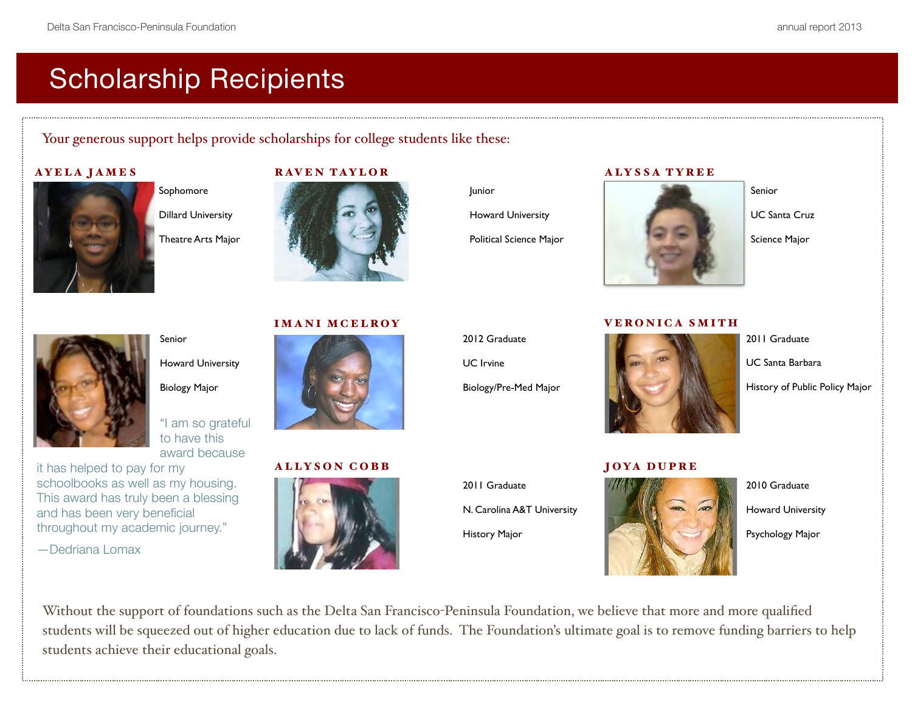# Scholarship Recipients

Your generous support helps provide scholarships for college students like these:

### AYELA JAMES

Sophomore

Dillard University

Theatre Arts Major

### RAVEN TAYLOR

Junior

Howard University

Political Science Major

### ALYSSA TYREE

Senior

UC Santa Cruz

Science Major

Senior

Howard University

Biology Major

"I am so grateful to have this award because it has helped to pay for my schoolbooks as well as my housing. This award has truly been a blessing and has been very beneficial throughout my academic journey."

—Dedriana Lomax

### IMANI MCELROY

2012 Graduate

UC Irvine

Biology/Pre-Med Major

### VERONICA SMITH

2011 Graduate

UC Santa Barbara

History of Public Policy Major

### ALLYSON COBB

2011 Graduate

N. Carolina A&T University

History Major

### JOYA DUPRE

2010 Graduate

Howard University

Psychology Major

Without the support of foundations such as the Delta San Francisco-Peninsula Foundation, we believe that more and more qualified students will be squeezed out of higher education due to lack of funds. The Foundation's ultimate goal is to remove funding barriers to help students achieve their educational goals.